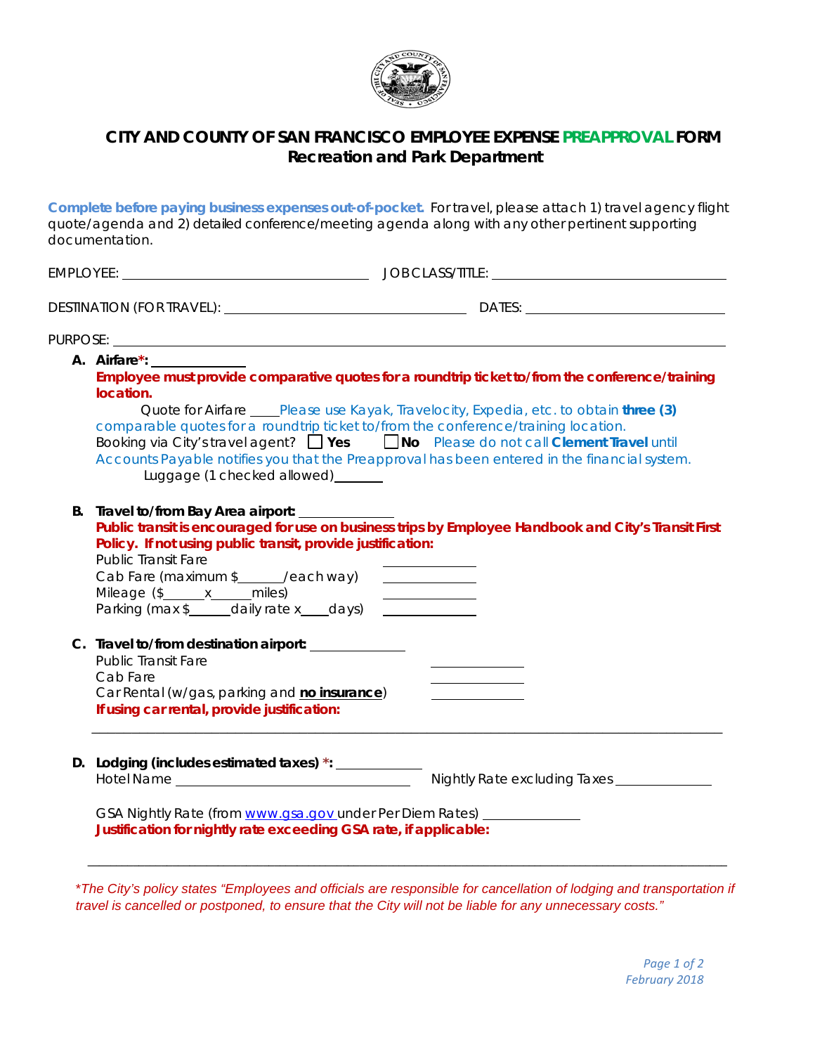# CITY AND COUNTY OF SAN FRANCISCO EMPLOYEE EXPENSE PREAPPROVAL FORM
## Recreation and Park Department

**Complete before paying business expenses out-of-pocket.** For travel, please attach 1) travel agency flight quote/agenda and 2) detailed conference/meeting agenda along with any other pertinent supporting documentation.

EMPLOYEE: ______________________________ JOB CLASS/TITLE: ______________________________

DESTINATION (FOR TRAVEL): ______________________________ DATES: ______________________________

PURPOSE: ________________________________________________________________________

**A. Airfare*:** ____________

**Employee must provide comparative quotes for a roundtrip ticket to/from the conference/training location.**

Quote for Airfare ____Please use Kayak, Travelocity, Expedia, etc. to obtain **three (3)** comparable quotes for a roundtrip ticket to/from the conference/training location.

Booking via City's travel agent? ☐ **Yes** ☐ **No** Please do not call **Clement Travel** until Accounts Payable notifies you that the Preapproval has been entered in the financial system.

Luggage (1 checked allowed)_______

**B. Travel to/from Bay Area airport:** ____________

**Public transit is encouraged for use on business trips by Employee Handbook and City's Transit First Policy. If not using public transit, provide justification:**

Public Transit Fare ____________

Cab Fare (maximum $______/each way) ____________

Mileage ($______x______miles) ____________

Parking (max $______daily rate x____days) ____________

**C. Travel to/from destination airport:** ____________

Public Transit Fare ____________

Cab Fare ____________

Car Rental (w/gas, parking and **no insurance**) ____________

**If using car rental, provide justification:**

________________________________________________________________________

**D. Lodging (includes estimated taxes) *:** ____________

Hotel Name ______________________________ Nightly Rate excluding Taxes ____________

GSA Nightly Rate (from www.gsa.gov under Per Diem Rates) ____________

**Justification for nightly rate exceeding GSA rate, if applicable:**

________________________________________________________________________

*\*The City's policy states "Employees and officials are responsible for cancellation of lodging and transportation if travel is cancelled or postponed, to ensure that the City will not be liable for any unnecessary costs."*

February 2018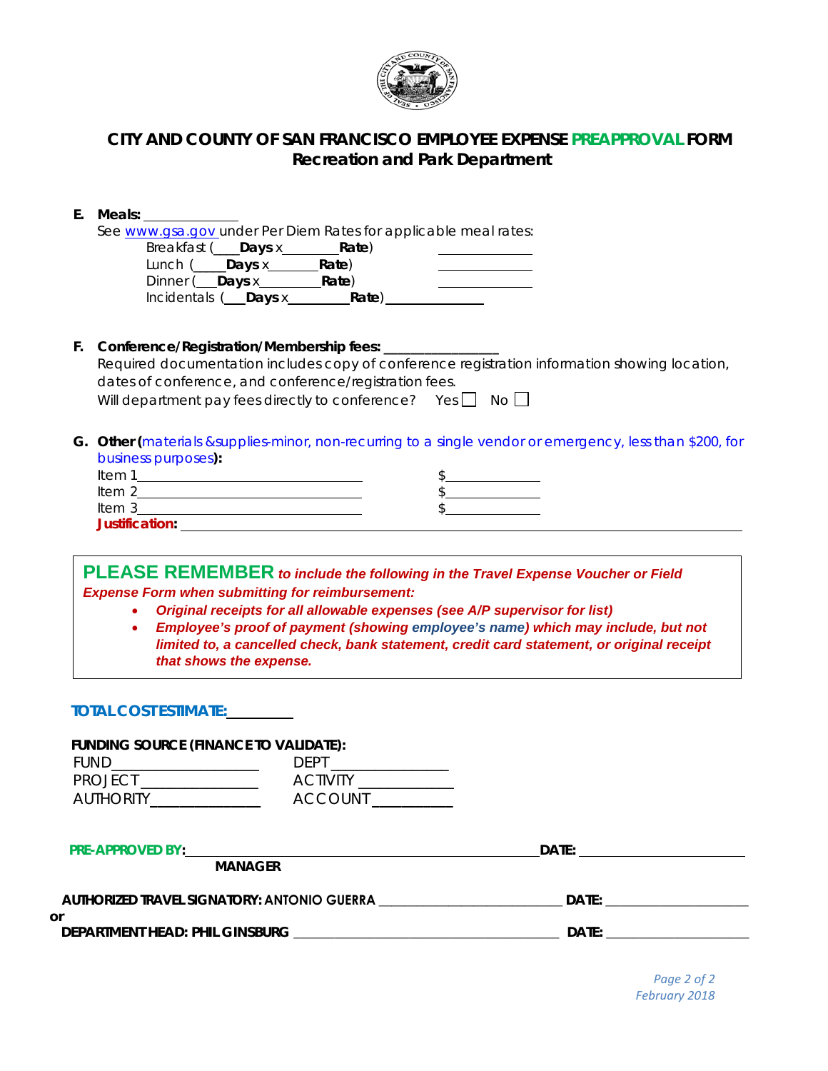# CITY AND COUNTY OF SAN FRANCISCO EMPLOYEE EXPENSE PREAPPROVAL FORM

## Recreation and Park Department

**E. Meals:** ____________

See www.gsa.gov under Per Diem Rates for applicable meal rates:

Breakfast (___**Days** x________**Rate**) ____________

Lunch (____**Days** x_______**Rate**) ____________

Dinner (___**Days** x________**Rate**) ____________

Incidentals (___**Days** x________**Rate**) ____________

**F. Conference/Registration/Membership fees:** ______________

Required documentation includes copy of conference registration information showing location, dates of conference, and conference/registration fees.

Will department pay fees directly to conference? Yes ☐ No ☐

**G. Other (**materials &supplies-minor, non-recurring to a single vendor or emergency, less than $200, for business purposes**):**

Item 1______________________________ $____________

Item 2______________________________ $____________

Item 3______________________________ $____________

**Justification:** ____________________________________________________________

**PLEASE REMEMBER** ***to include the following in the Travel Expense Voucher or Field Expense Form when submitting for reimbursement:***

- ***Original receipts for all allowable expenses (see A/P supervisor for list)***
- ***Employee's proof of payment (showing employee's name) which may include, but not limited to, a cancelled check, bank statement, credit card statement, or original receipt that shows the expense.***

**TOTAL COST ESTIMATE:** ________

**FUNDING SOURCE (FINANCE TO VALIDATE):**

FUND__________________ DEPT _______________

PROJECT _______________ ACTIVITY ____________

AUTHORITY______________ ACCOUNT __________

**PRE-APPROVED BY:** ____________________________________________ **DATE:** ____________________

**MANAGER**

**AUTHORIZED TRAVEL SIGNATORY: ANTONIO GUERRA** _______________________ **DATE:** ___________________

**or**

**DEPARTMENT HEAD: PHIL GINSBURG** ___________________________________ **DATE:** ___________________

*February 2018*